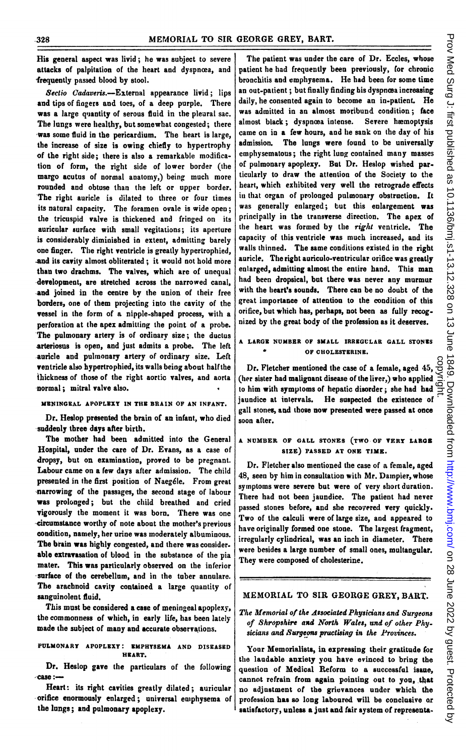His general aspect was livid; he was subject to severe attacks of palpitation of the heart and dyspnœa, and frequently passed blood by stool.

*Sectio Cadaveris.*—External appearance livid; lips and tips of fingers and toes, of a deep purple. There was a large quantity of serous fluid in the pleural sac. The lungs were healthy, but somewhat congested; there was some fluid in the pericardium. The heart is large, the increase of size is owing chiefly to hypertrophy of the right side; there is also a remarkable modification of form, the right side of lower border (the margo acutus of normal anatomy,) being much more rounded and obtuse than the left or upper border. The right auricle is dilated to three or four times its natural capacity. The foramen ovale is wide open; the tricuspid valve is thickened and fringed on its auricular surface with small vegitations; its aperture is considerably diminished in extent, admitting barely one finger. The right ventricle is greatly hypertrophied, and its cavity almost obliterated; it would not hold more than two drachms. The valves, which are of unequal development, are stretched across the narrowed canal, and joined in the centre by the union of their free borders, one of them projecting into the cavity of the vessel in the form of a nipple-shaped process, with a perforation at the apex admitting the point of a probe. The pulmonary artery is of ordinary size; the ductus arteriosus is open, and just admits a probe. The left auricle and pulmonary artery of ordinary size. Left ventricle also hypertrophied, its walls being about half the thickness of those of the right aortic valves, and aorta normal; mitral valve also.

### MENINGEAL APOPLEXY IN THE BRAIN OF AN INFANT.

Dr. Heslop presented the brain of an infant, who died suddenly three days after birth.

The mother had been admitted into the General Hospital, under the care of Dr. Evans, as a case of dropsy, but on examination, proved to be pregnant. Labour came on a few days after admission. The child presented in the first position of Naegéle. From great narrowing of the passages, the second stage of labour was prolonged; but the child breathed and cried vigorously the moment it was born. There was one circumstance worthy of note about the mother's previous condition, namely, her urine was moderately albuminous. The brain was highly congested, and there was considerable extravasation of blood in the substance of the pia mater. This was particularly observed on the inferior surface of the cerebellum, and in the tuber annulare. The arachnoid cavity contained a large quantity of sanguinolent fluid.

This must be considered a case of meningeal apoplexy, the commonness of which, in early life, has been lately made the subject of many and accurate observations.

### PULMONARY APOPLEXY: EMPHYSEMA AND DISEASED HEART.

Dr. Heslop gave the particulars of the following case:—

Heart: its right cavities greatly dilated; auricular orifice enormously enlarged; universal emphysema of the lungs; and pulmonary apoplexy.

The patient was under the care of Dr. Eccles, whose patient he had frequently been previously, for chronic bronchitis and emphysema. He had been for some time an out-patient; but finally finding his dyspnœa increasing daily, he consented again to become an in-patient. He was admitted in an almost moribund condition; face almost black; dyspnœa intense. Severe hæmoptysis came on in a few hours, and he sank on the day of his admission. The lungs were found to be universally emphysematous; the right lung contained many masses of pulmonary apoplexy. But Dr. Heslop wished particularly to draw the attention of the Society to the heart, which exhibited very well the retrograde effects in that organ of prolonged pulmonary obstruction. It was generally enlarged; but this enlargement was principally in the transverse direction. The apex of the heart was formed by the *right* ventricle. The capacity of this ventricle was much increased, and its walls thinned. The same conditions existed in the right auricle. The right auriculo-ventricular orifice was greatly enlarged, admitting almost the entire hand. This man had been dropsical, but there was never any murmur with the heart's sounds. There can be no doubt of the great importance of attention to the condition of this orifice, but which has, perhaps, not been as fully recognized by the great body of the profession as it deserves.

### A LARGE NUMBER OF SMALL IRREGULAR GALL STONES OF CHOLESTERINE.

Dr. Fletcher mentioned the case of a female, aged 45, (her sister had malignant disease of the liver,) who applied to him with symptoms of hepatic disorder; she had had jaundice at intervals. He suspected the existence of gall stones, and those now presented were passed at once soon after.

### A NUMBER OF GALL STONES (TWO OF VERY LARGE SIZE) PASSED AT ONE TIME.

Dr. Fletcher also mentioned the case of a female, aged 48, seen by him in consultation with Mr. Dampier, whose symptoms were severe but were of very short duration. There had not been jaundice. The patient had never passed stones before, and she recovered very quickly. Two of the calculi were of large size, and appeared to have originally formed one stone. The largest fragment, irregularly cylindrical, was an inch in diameter. There were besides a large number of small ones, multangular. They were composed of cholesterine.

## MEMORIAL TO SIR GEORGE GREY, BART.

*The Memorial of the Associated Physicians and Surgeons of Shropshire and North Wales, and of other Physicians and Surgeons practising in the Provinces.*

Your Memorialists, in expressing their gratitude for the laudable anxiety you have evinced to bring the question of Medical Reform to a successful issue, cannot refrain from again pointing out to you, that no adjustment of the grievances under which the profession has so long laboured will be conclusive or satisfactory, unless a just and fair system of representa-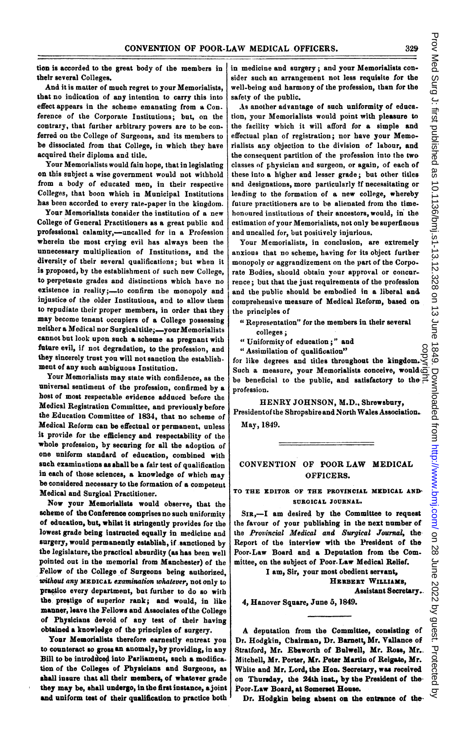tion is accorded to the great body of the members in their several Colleges.

And it is matter of much regret to your Memorialists, that no indication of any intention to carry this into effect appears in the scheme emanating from a Conference of the Corporate Institutions; but, on the contrary, that further arbitrary powers are to be conferred on the College of Surgeons, and its members to be dissociated from that College, in which they have acquired their diploma and title.

Your Memorialists would fain hope, that in legislating on this subject a wise government would not withhold from a body of educated men, in their respective Colleges, that boon which in Municipal Institutions has been accorded to every rate-payer in the kingdom.

Your Memorialists consider the institution of a new College of General Practitioners as a great public and professional calamity,—uncalled for in a Profession wherein the most crying evil has always been the unnecessary multiplication of Institutions, and the diversity of their several qualifications; but when it is proposed, by the establishment of such new College, to perpetuate grades and distinctions which have no existence in reality;—to confirm the monopoly and injustice of the older Institutions, and to allow them to repudiate their proper members, in order that they may become tenant occupiers of a College possessing neither a Medical nor Surgical title;—your Memorialists cannot but look upon such a scheme as pregnant with future evil, if not degradation, to the profession, and they sincerely trust you will not sanction the establishment of any such ambiguous Institution.

Your Memorialists may state with confidence, as the universal sentiment of the profession, confirmed by a host of most respectable evidence adduced before the Medical Registration Committee, and previously before the Education Committee of 1834, that no scheme of Medical Reform can be effectual or permanent, unless it provide for the efficiency and respectability of the whole profession, by securing for all the adoption of one uniform standard of education, combined with such examinations as shall be a fair test of qualification in each of those sciences, a knowledge of which may be considered necessary to the formation of a competent Medical and Surgical Practitioner.

Now your Memorialists would observe, that the scheme of the Conference comprises no such uniformity of education, but, whilst it stringently provides for the lowest grade being instructed equally in medicine and surgery, would permanently establish, if sanctioned by the legislature, the practical absurdity (as has been well pointed out in the memorial from Manchester) of the Fellow of the College of Surgeons being authorized, *without any* MEDICAL *examination whatever*, not only to practice every department, but further to do so with the prestige of superior rank; and would, in like manner, leave the Fellows and Associates of the College of Physicians devoid of any test of their having obtained a knowledge of the principles of surgery.

Your Memorialists therefore earnestly entreat you to counteract so gross an anomaly, by providing, in any Bill to be introduced into Parliament, such a modification of the Colleges of Physicians and Surgeons, as shall insure that all their members, of whatever grade they may be, shall undergo, in the first instance, a joint and uniform test of their qualification to practice both in medicine and surgery; and your Memorialists consider such an arrangement not less requisite for the well-being and harmony of the profession, than for the safety of the public.

As another advantage of such uniformity of education, your Memorialists would point with pleasure to the facility which it will afford for a simple and effectual plan of registration; nor have your Memorialists any objection to the division of labour, and the consequent partition of the profession into the two classes of physician and surgeon, or again, of each of these into a higher and lesser grade; but other titles and designations, more particularly if necessitating or leading to the formation of a new college, whereby future practitioners are to be alienated from the time-honoured institutions of their ancestors, would, in the estimation of your Memorialists, not only be superfluous and uncalled for, but positively injurious.

Your Memorialists, in conclusion, are extremely anxious that no scheme, having for its object further monopoly or aggrandizement on the part of the Corporate Bodies, should obtain your approval or concurrence; but that the just requirements of the profession and the public should be embodied in a liberal and comprehensive measure of Medical Reform, based on the principles of

"Representation" for the members in their several colleges;

"Uniformity of education;" and

"Assimilation of qualification"

for like degrees and titles throughout the kingdom. Such a measure, your Memorialists conceive, would be beneficial to the public, and satisfactory to the profession.

HENRY JOHNSON, M.D., Shrewsbury,
President of the Shropshire and North Wales Association.

May, 1849.

## CONVENTION OF POOR LAW MEDICAL OFFICERS.

TO THE EDITOR OF THE PROVINCIAL MEDICAL AND SURGICAL JOURNAL.

SIR,—I am desired by the Committee to request the favour of your publishing in the next number of the *Provincial Medical and Surgical Journal*, the Report of the interview with the President of the Poor-Law Board and a Deputation from the Committee, on the subject of Poor-Law Medical Relief.

I am, Sir, your most obedient servant,
HERBERT WILLIAMS,
Assistant Secretary.

4, Hanover Square, June 5, 1849.

A deputation from the Committee, consisting of Dr. Hodgkin, Chairman, Dr. Barnett, Mr. Vallance of Stratford, Mr. Ebsworth of Bulwell, Mr. Ross, Mr. Mitchell, Mr. Porter, Mr. Peter Martin of Reigate, Mr. White and Mr. Lord, the Hon. Secretary, was received on Thursday, the 24th inst., by the President of the Poor-Law Board, at Somerset House.

Dr. Hodgkin being absent on the entrance of the